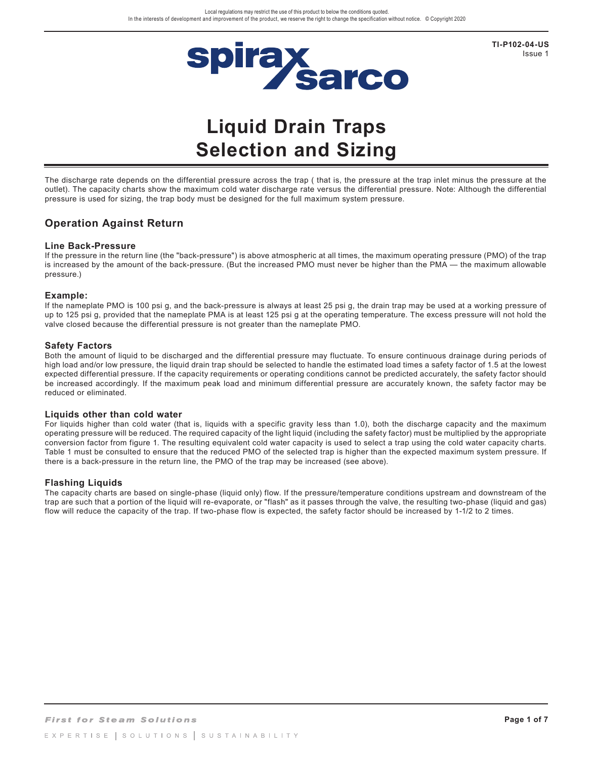Local regulations may restrict the use of this product to below the conditions quoted.
In the interests of development and improvement of the product, we reserve the right to change the specification without notice. © Copyright 2020

**TI-P102-04-US**
Issue 1

# Liquid Drain Traps Selection and Sizing

The discharge rate depends on the differential pressure across the trap ( that is, the pressure at the trap inlet minus the pressure at the outlet). The capacity charts show the maximum cold water discharge rate versus the differential pressure. Note: Although the differential pressure is used for sizing, the trap body must be designed for the full maximum system pressure.

## Operation Against Return

### Line Back-Pressure

If the pressure in the return line (the "back-pressure") is above atmospheric at all times, the maximum operating pressure (PMO) of the trap is increased by the amount of the back-pressure. (But the increased PMO must never be higher than the PMA — the maximum allowable pressure.)

### Example:

If the nameplate PMO is 100 psi g, and the back-pressure is always at least 25 psi g, the drain trap may be used at a working pressure of up to 125 psi g, provided that the nameplate PMA is at least 125 psi g at the operating temperature. The excess pressure will not hold the valve closed because the differential pressure is not greater than the nameplate PMO.

### Safety Factors

Both the amount of liquid to be discharged and the differential pressure may fluctuate. To ensure continuous drainage during periods of high load and/or low pressure, the liquid drain trap should be selected to handle the estimated load times a safety factor of 1.5 at the lowest expected differential pressure. If the capacity requirements or operating conditions cannot be predicted accurately, the safety factor should be increased accordingly. If the maximum peak load and minimum differential pressure are accurately known, the safety factor may be reduced or eliminated.

### Liquids other than cold water

For liquids higher than cold water (that is, liquids with a specific gravity less than 1.0), both the discharge capacity and the maximum operating pressure will be reduced. The required capacity of the light liquid (including the safety factor) must be multiplied by the appropriate conversion factor from figure 1. The resulting equivalent cold water capacity is used to select a trap using the cold water capacity charts. Table 1 must be consulted to ensure that the reduced PMO of the selected trap is higher than the expected maximum system pressure. If there is a back-pressure in the return line, the PMO of the trap may be increased (see above).

### Flashing Liquids

The capacity charts are based on single-phase (liquid only) flow. If the pressure/temperature conditions upstream and downstream of the trap are such that a portion of the liquid will re-evaporate, or "flash" as it passes through the valve, the resulting two-phase (liquid and gas) flow will reduce the capacity of the trap. If two-phase flow is expected, the safety factor should be increased by 1-1/2 to 2 times.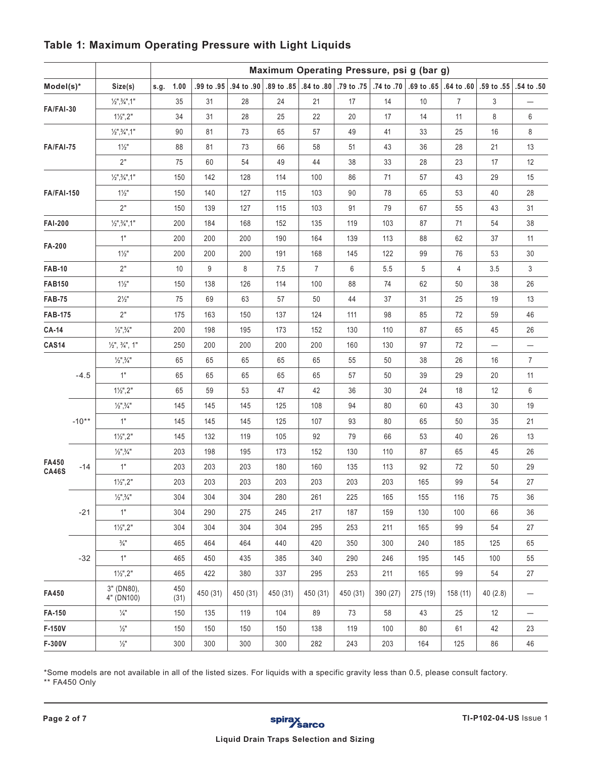## Table 1: Maximum Operating Pressure with Light Liquids

| Model(s)* | | Size(s) | Maximum Operating Pressure, psi g (bar g) | | | | | | | | | | |
|---|---|---|---|---|---|---|---|---|---|---|---|---|---|
| | | | s.g. 1.00 | .99 to .95 | .94 to .90 | .89 to .85 | .84 to .80 | .79 to .75 | .74 to .70 | .69 to .65 | .64 to .60 | .59 to .55 | .54 to .50 |
| FA/FAI-30 | | ½",¾",1" | 35 | 31 | 28 | 24 | 21 | 17 | 14 | 10 | 7 | 3 | — |
| | | 1½",2" | 34 | 31 | 28 | 25 | 22 | 20 | 17 | 14 | 11 | 8 | 6 |
| FA/FAI-75 | | ½",¾",1" | 90 | 81 | 73 | 65 | 57 | 49 | 41 | 33 | 25 | 16 | 8 |
| | | 1½" | 88 | 81 | 73 | 66 | 58 | 51 | 43 | 36 | 28 | 21 | 13 |
| | | 2" | 75 | 60 | 54 | 49 | 44 | 38 | 33 | 28 | 23 | 17 | 12 |
| FA/FAI-150 | | ½",¾",1" | 150 | 142 | 128 | 114 | 100 | 86 | 71 | 57 | 43 | 29 | 15 |
| | | 1½" | 150 | 140 | 127 | 115 | 103 | 90 | 78 | 65 | 53 | 40 | 28 |
| | | 2" | 150 | 139 | 127 | 115 | 103 | 91 | 79 | 67 | 55 | 43 | 31 |
| FAI-200 | | ½",¾",1" | 200 | 184 | 168 | 152 | 135 | 119 | 103 | 87 | 71 | 54 | 38 |
| FA-200 | | 1" | 200 | 200 | 200 | 190 | 164 | 139 | 113 | 88 | 62 | 37 | 11 |
| | | 1½" | 200 | 200 | 200 | 191 | 168 | 145 | 122 | 99 | 76 | 53 | 30 |
| FAB-10 | | 2" | 10 | 9 | 8 | 7.5 | 7 | 6 | 5.5 | 5 | 4 | 3.5 | 3 |
| FAB150 | | 1½" | 150 | 138 | 126 | 114 | 100 | 88 | 74 | 62 | 50 | 38 | 26 |
| FAB-75 | | 2½" | 75 | 69 | 63 | 57 | 50 | 44 | 37 | 31 | 25 | 19 | 13 |
| FAB-175 | | 2" | 175 | 163 | 150 | 137 | 124 | 111 | 98 | 85 | 72 | 59 | 46 |
| CA-14 | | ½",¾" | 200 | 198 | 195 | 173 | 152 | 130 | 110 | 87 | 65 | 45 | 26 |
| CAS14 | | ½", ¾", 1" | 250 | 200 | 200 | 200 | 200 | 160 | 130 | 97 | 72 | — | — |
| FA450 CA46S | -4.5 | ½",¾" | 65 | 65 | 65 | 65 | 65 | 55 | 50 | 38 | 26 | 16 | 7 |
| | | 1" | 65 | 65 | 65 | 65 | 65 | 57 | 50 | 39 | 29 | 20 | 11 |
| | | 1½",2" | 65 | 59 | 53 | 47 | 42 | 36 | 30 | 24 | 18 | 12 | 6 |
| | -10** | ½",¾" | 145 | 145 | 145 | 125 | 108 | 94 | 80 | 60 | 43 | 30 | 19 |
| | | 1" | 145 | 145 | 145 | 125 | 107 | 93 | 80 | 65 | 50 | 35 | 21 |
| | | 1½",2" | 145 | 132 | 119 | 105 | 92 | 79 | 66 | 53 | 40 | 26 | 13 |
| | -14 | ½",¾" | 203 | 198 | 195 | 173 | 152 | 130 | 110 | 87 | 65 | 45 | 26 |
| | | 1" | 203 | 203 | 203 | 180 | 160 | 135 | 113 | 92 | 72 | 50 | 29 |
| | | 1½",2" | 203 | 203 | 203 | 203 | 203 | 203 | 203 | 165 | 99 | 54 | 27 |
| | -21 | ½",¾" | 304 | 304 | 304 | 280 | 261 | 225 | 165 | 155 | 116 | 75 | 36 |
| | | 1" | 304 | 290 | 275 | 245 | 217 | 187 | 159 | 130 | 100 | 66 | 36 |
| | | 1½",2" | 304 | 304 | 304 | 304 | 295 | 253 | 211 | 165 | 99 | 54 | 27 |
| | -32 | ¾" | 465 | 464 | 464 | 440 | 420 | 350 | 300 | 240 | 185 | 125 | 65 |
| | | 1" | 465 | 450 | 435 | 385 | 340 | 290 | 246 | 195 | 145 | 100 | 55 |
| | | 1½",2" | 465 | 422 | 380 | 337 | 295 | 253 | 211 | 165 | 99 | 54 | 27 |
| FA450 | | 3" (DN80), 4" (DN100) | 450 (31) | 450 (31) | 450 (31) | 450 (31) | 450 (31) | 450 (31) | 390 (27) | 275 (19) | 158 (11) | 40 (2.8) | — |
| FA-150 | | ¼" | 150 | 135 | 119 | 104 | 89 | 73 | 58 | 43 | 25 | 12 | — |
| F-150V | | ½" | 150 | 150 | 150 | 150 | 138 | 119 | 100 | 80 | 61 | 42 | 23 |
| F-300V | | ½" | 300 | 300 | 300 | 300 | 282 | 243 | 203 | 164 | 125 | 86 | 46 |

*Some models are not available in all of the listed sizes. For liquids with a specific gravity less than 0.5, please consult factory.
** FA450 Only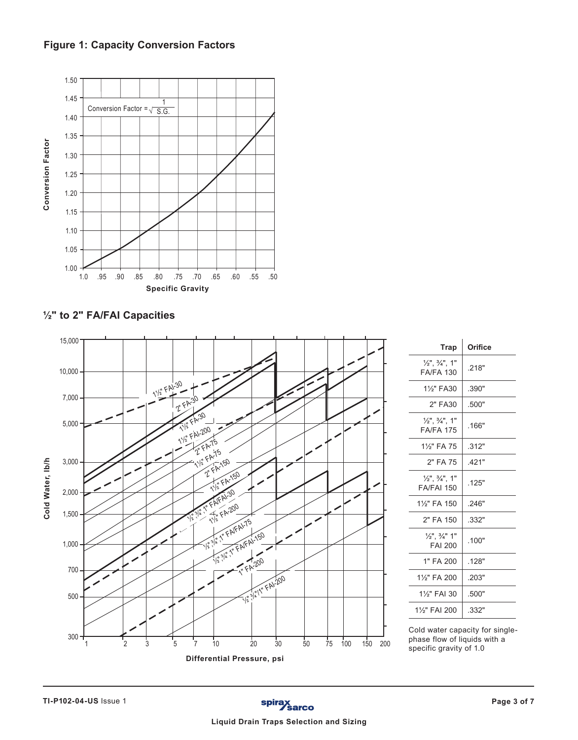## Figure 1: Capacity Conversion Factors

Conversion Factor = $\sqrt{\frac{1}{S.G.}}$

## ½" to 2" FA/FAI Capacities

| Trap | Orifice |
|---|---|
| ½", ¾", 1" FA/FA 130 | .218" |
| 1½" FA30 | .390" |
| 2" FA30 | .500" |
| ½", ¾", 1" FA/FA 175 | .166" |
| 1½" FA 75 | .312" |
| 2" FA 75 | .421" |
| ½", ¾", 1" FA/FAI 150 | .125" |
| 1½" FA 150 | .246" |
| 2" FA 150 | .332" |
| ½", ¾" 1" FAI 200 | .100" |
| 1" FA 200 | .128" |
| 1½" FA 200 | .203" |
| 1½" FAI 30 | .500" |
| 1½" FAI 200 | .332" |

Cold water capacity for single-phase flow of liquids with a specific gravity of 1.0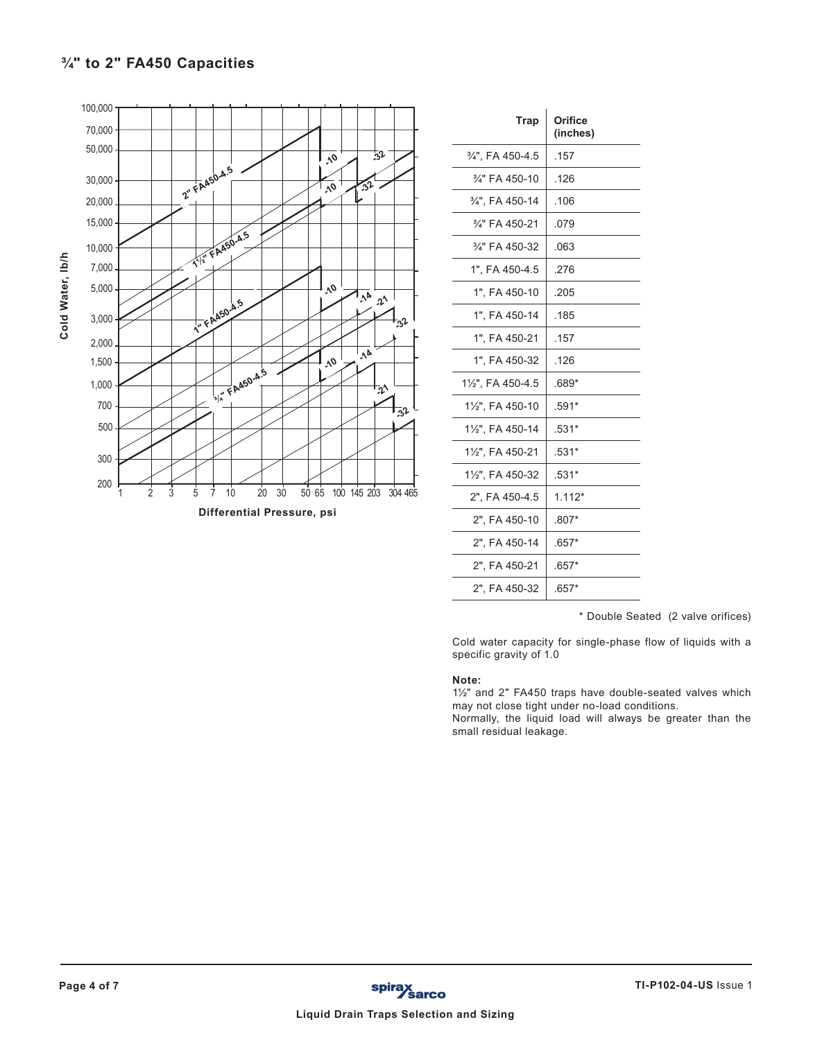## ¾" to 2" FA450 Capacities

Cold Water, lb/h

Differential Pressure, psi

| Trap | Orifice (inches) |
|---|---|
| ¾", FA 450-4.5 | .157 |
| ¾" FA 450-10 | .126 |
| ¾", FA 450-14 | .106 |
| ¾" FA 450-21 | .079 |
| ¾" FA 450-32 | .063 |
| 1", FA 450-4.5 | .276 |
| 1", FA 450-10 | .205 |
| 1", FA 450-14 | .185 |
| 1", FA 450-21 | .157 |
| 1", FA 450-32 | .126 |
| 1½", FA 450-4.5 | .689* |
| 1½", FA 450-10 | .591* |
| 1½", FA 450-14 | .531* |
| 1½", FA 450-21 | .531* |
| 1½", FA 450-32 | .531* |
| 2", FA 450-4.5 | 1.112* |
| 2", FA 450-10 | .807* |
| 2", FA 450-14 | .657* |
| 2", FA 450-21 | .657* |
| 2", FA 450-32 | .657* |

* Double Seated (2 valve orifices)

Cold water capacity for single-phase flow of liquids with a specific gravity of 1.0

**Note:**
1½" and 2" FA450 traps have double-seated valves which may not close tight under no-load conditions.
Normally, the liquid load will always be greater than the small residual leakage.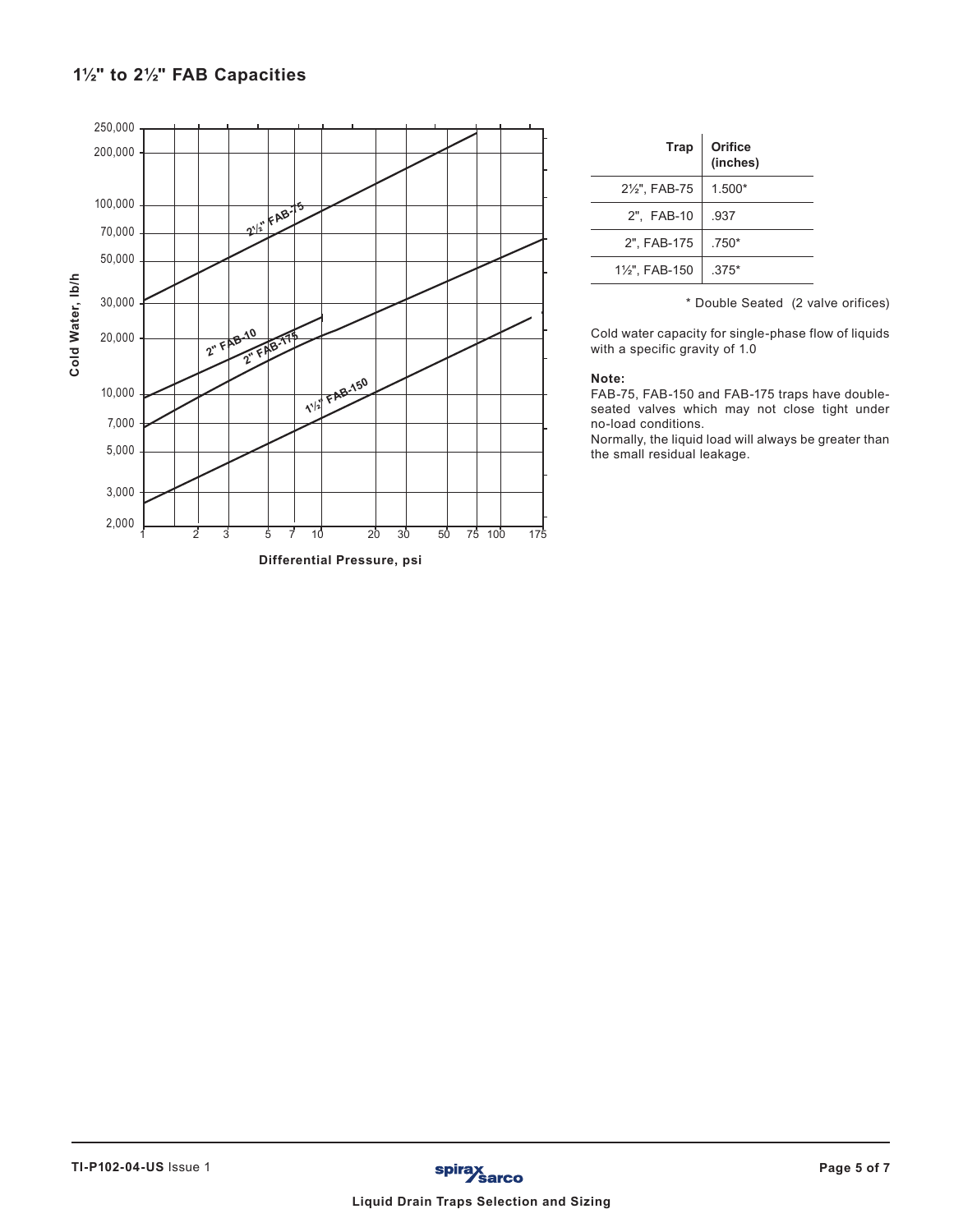## 1½" to 2½" FAB Capacities

| Trap | Orifice (inches) |
|---|---|
| 2½", FAB-75 | 1.500* |
| 2", FAB-10 | .937 |
| 2", FAB-175 | .750* |
| 1½", FAB-150 | .375* |

\* Double Seated (2 valve orifices)

Cold water capacity for single-phase flow of liquids with a specific gravity of 1.0

**Note:**
FAB-75, FAB-150 and FAB-175 traps have double-seated valves which may not close tight under no-load conditions.
Normally, the liquid load will always be greater than the small residual leakage.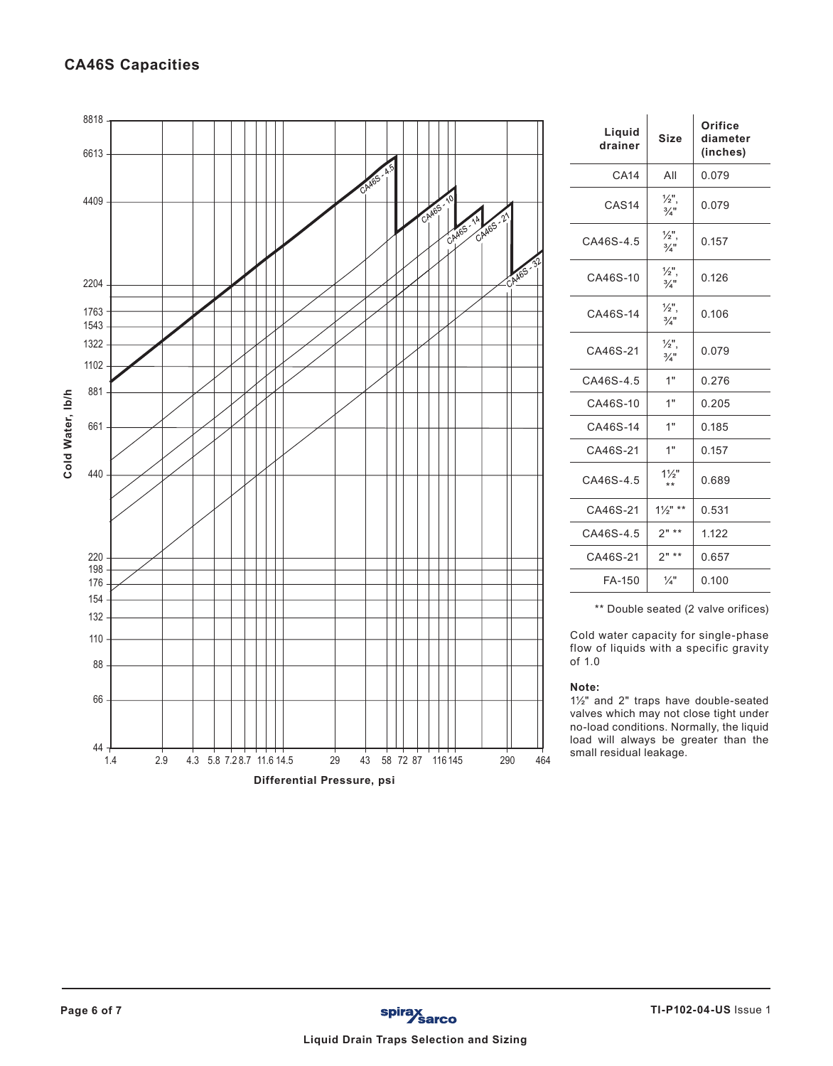## CA46S Capacities

| Liquid drainer | Size | Orifice diameter (inches) |
|---|---|---|
| CA14 | All | 0.079 |
| CAS14 | ½", ¾" | 0.079 |
| CA46S-4.5 | ½", ¾" | 0.157 |
| CA46S-10 | ½", ¾" | 0.126 |
| CA46S-14 | ½", ¾" | 0.106 |
| CA46S-21 | ½", ¾" | 0.079 |
| CA46S-4.5 | 1" | 0.276 |
| CA46S-10 | 1" | 0.205 |
| CA46S-14 | 1" | 0.185 |
| CA46S-21 | 1" | 0.157 |
| CA46S-4.5 | 1½" ** | 0.689 |
| CA46S-21 | 1½" ** | 0.531 |
| CA46S-4.5 | 2" ** | 1.122 |
| CA46S-21 | 2" ** | 0.657 |
| FA-150 | ¼" | 0.100 |

** Double seated (2 valve orifices)

Cold water capacity for single-phase flow of liquids with a specific gravity of 1.0

**Note:**
1½" and 2" traps have double-seated valves which may not close tight under no-load conditions. Normally, the liquid load will always be greater than the small residual leakage.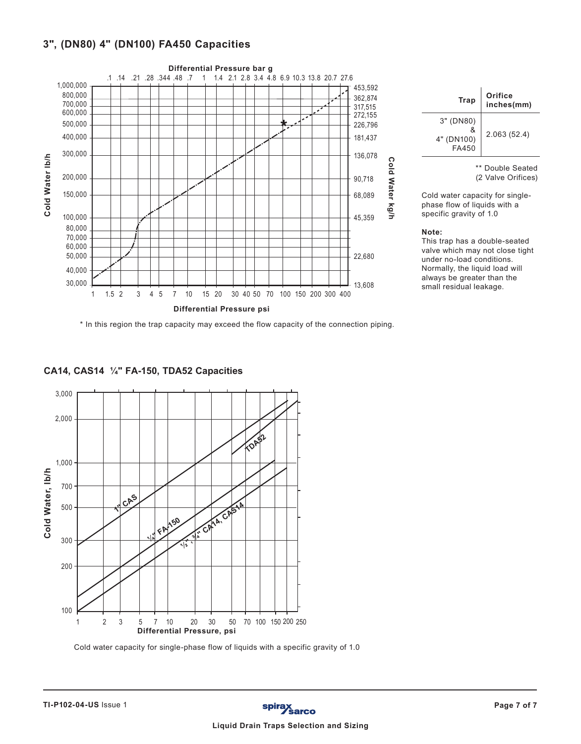## 3", (DN80) 4" (DN100) FA450 Capacities

Differential Pressure bar g

.1 .14 .21 .28 .344 .48 .7 1 1.4 2.1 2.8 3.4 4.8 6.9 10.3 13.8 20.7 27.6

Cold Water lb/h

1,000,000
800,000
700,000
600,000
500,000
400,000
300,000
200,000
150,000
100,000
80,000
70,000
60,000
50,000
40,000
30,000

Cold Water kg/h

453,592
362,874
317,515
272,155
226,796
181,437
136,078
90,718
68,089
45,359
22,680
13,608

*

1 1.5 2 3 4 5 7 10 15 20 30 40 50 70 100 150 200 300 400

Differential Pressure psi

\* In this region the trap capacity may exceed the flow capacity of the connection piping.

| Trap | Orifice inches(mm) |
|---|---|
| 3" (DN80) & 4" (DN100) FA450 | 2.063 (52.4) |

** Double Seated (2 Valve Orifices)

Cold water capacity for single-phase flow of liquids with a specific gravity of 1.0

**Note:**
This trap has a double-seated valve which may not close tight under no-load conditions. Normally, the liquid load will always be greater than the small residual leakage.

## CA14, CAS14 ¼" FA-150, TDA52 Capacities

Cold Water, lb/h

3,000
2,000
1,000
700
500
300
200
100

1" CAS
¼" FA-150
½", ¾" CA14, CAS14
TDA52

1 2 3 5 7 10 20 30 50 70 100 150 200 250

Differential Pressure, psi

Cold water capacity for single-phase flow of liquids with a specific gravity of 1.0